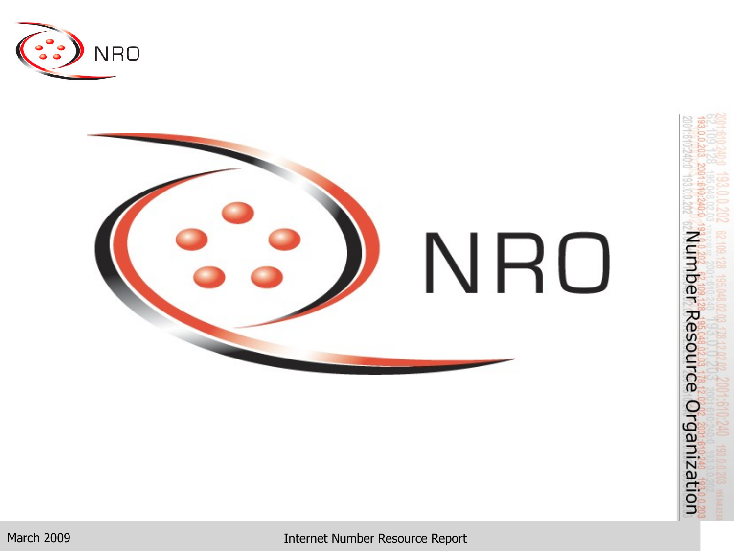# NRO

Number Resource Organization

March 2009

Internet Number Resource Report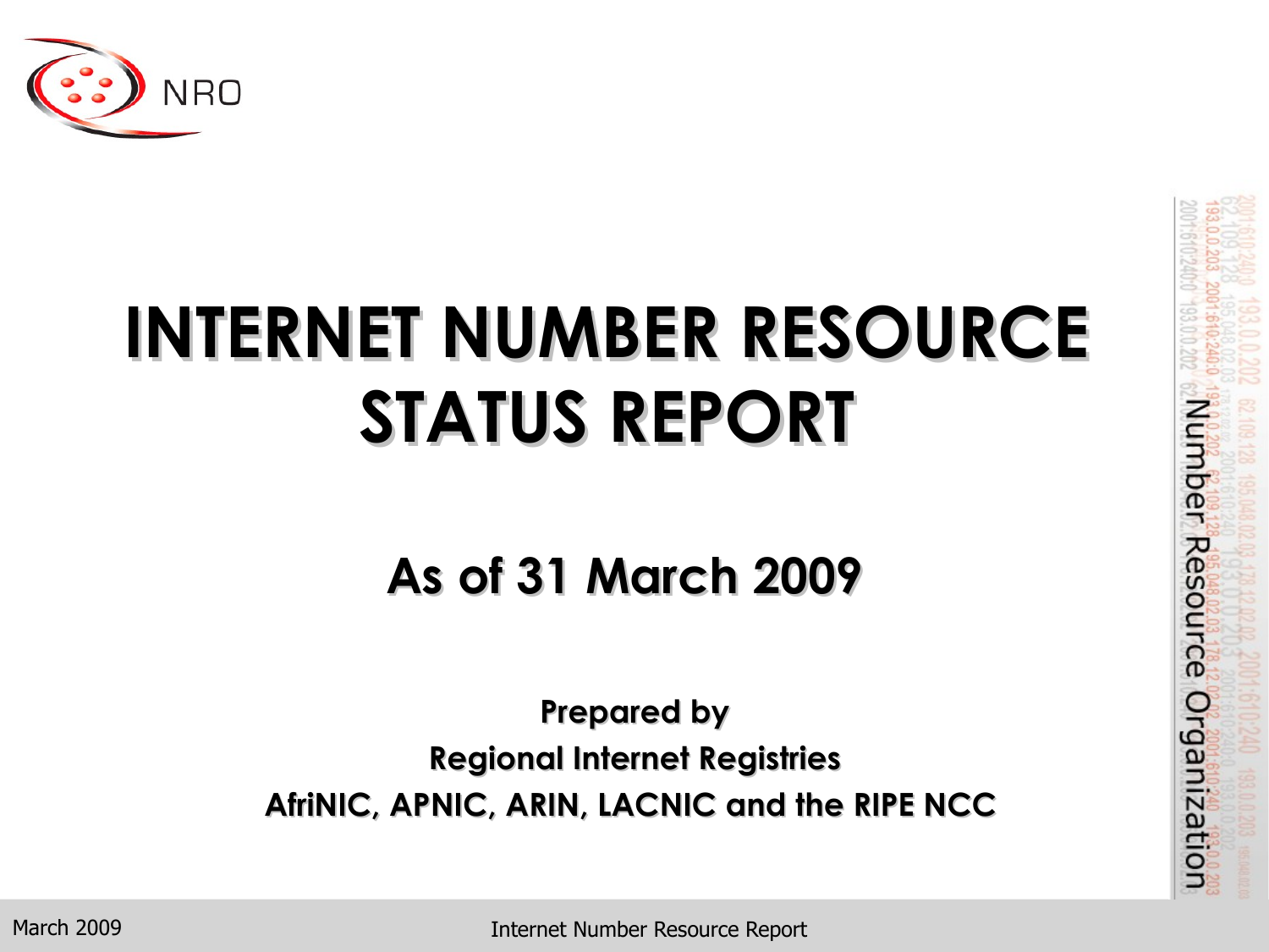# INTERNET NUMBER RESOURCE STATUS REPORT

## As of 31 March 2009

**Prepared by**

**Regional Internet Registries**

**AfriNIC, APNIC, ARIN, LACNIC and the RIPE NCC**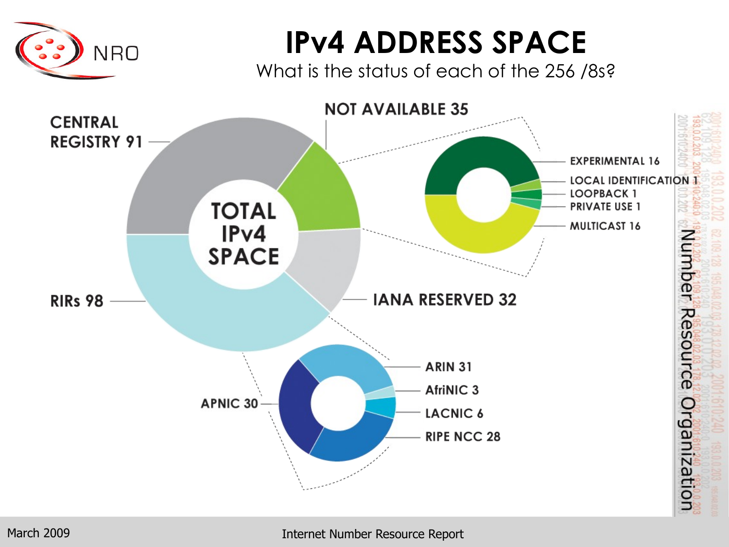# IPv4 ADDRESS SPACE

What is the status of each of the 256 /8s?

TOTAL IPv4 SPACE

- CENTRAL REGISTRY 91
- NOT AVAILABLE 35
  - EXPERIMENTAL 16
  - LOCAL IDENTIFICATION 1
  - LOOPBACK 1
  - PRIVATE USE 1
  - MULTICAST 16
- IANA RESERVED 32
- RIRs 98
  - ARIN 31
  - AfriNIC 3
  - LACNIC 6
  - RIPE NCC 28
  - APNIC 30

March 2009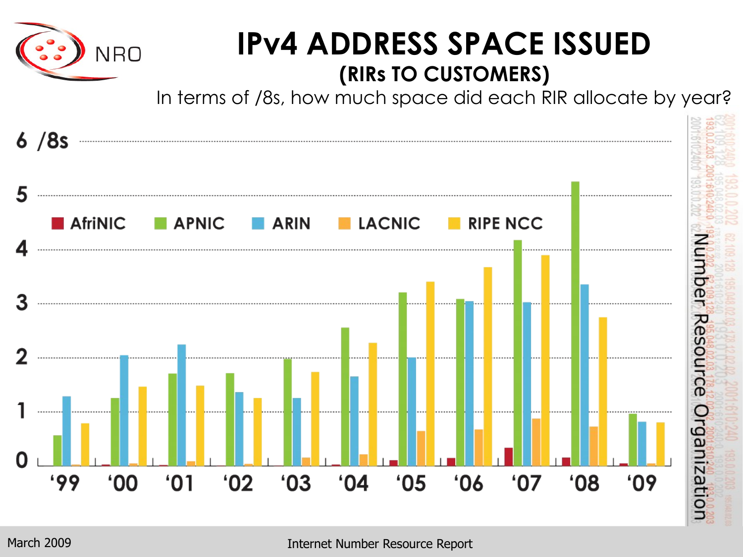# IPv4 ADDRESS SPACE ISSUED

## (RIRs TO CUSTOMERS)

In terms of /8s, how much space did each RIR allocate by year?

6 /8s

5

4

3

2

1

0

AfriNIC APNIC ARIN LACNIC RIPE NCC

'99 '00 '01 '02 '03 '04 '05 '06 '07 '08 '09

Number Resource Organization

March 2009

Internet Number Resource Report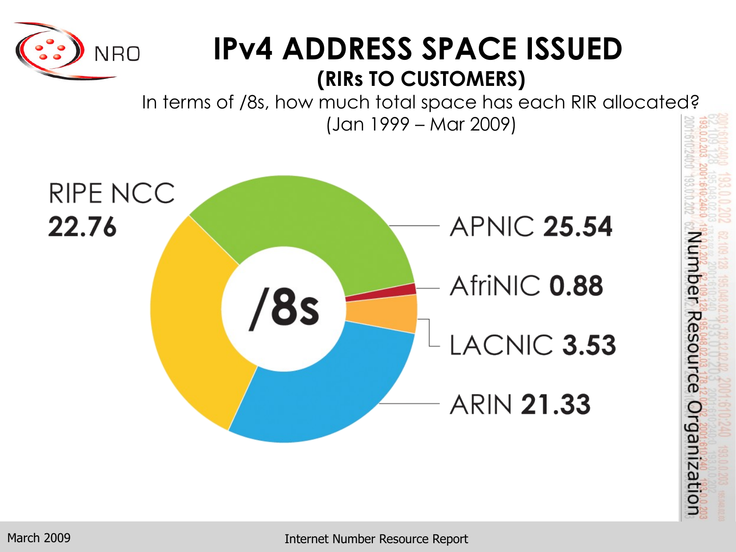# IPv4 ADDRESS SPACE ISSUED

## (RIRs TO CUSTOMERS)

In terms of /8s, how much total space has each RIR allocated?
(Jan 1999 – Mar 2009)

/8s

| RIR | /8s |
| --- | --- |
| RIPE NCC | 22.76 |
| APNIC | 25.54 |
| AfriNIC | 0.88 |
| LACNIC | 3.53 |
| ARIN | 21.33 |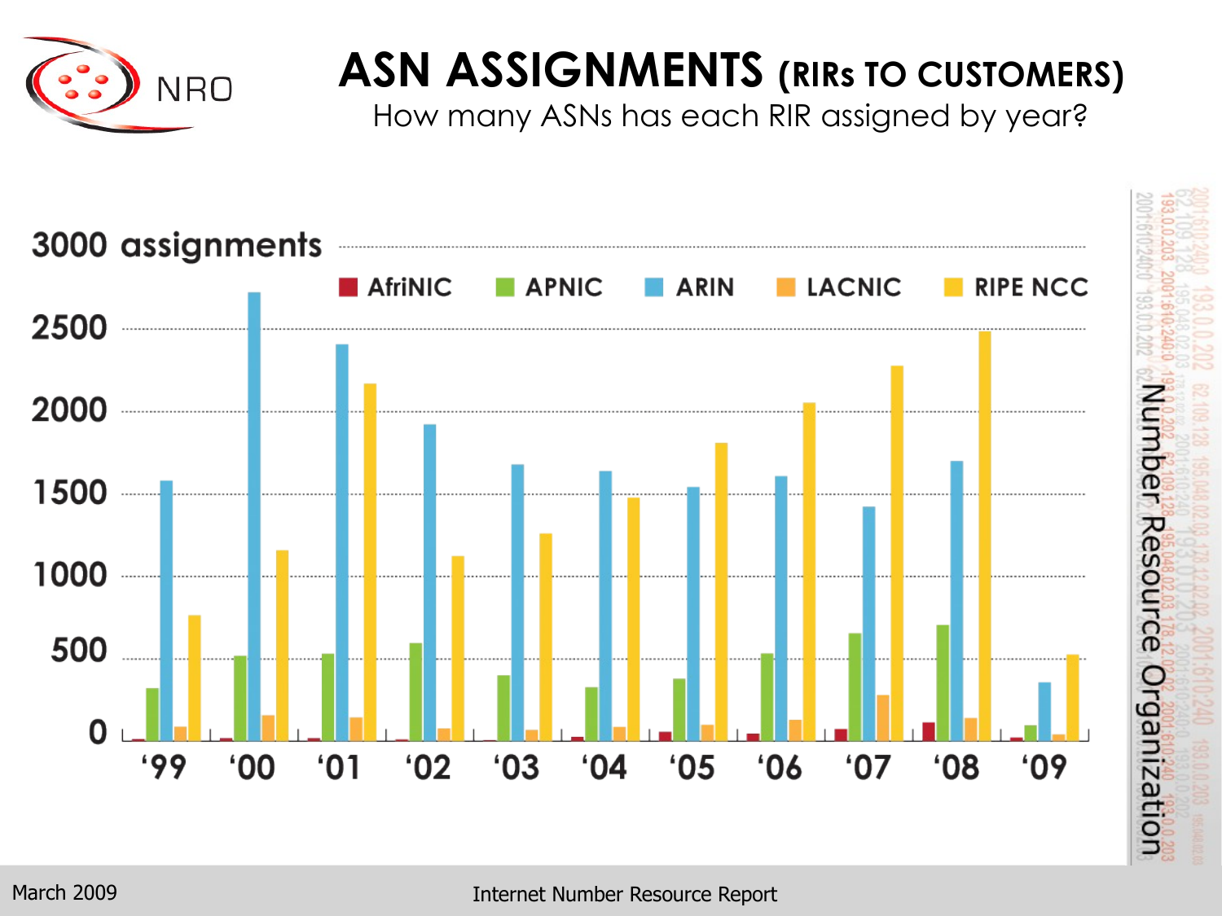# ASN ASSIGNMENTS (RIRs TO CUSTOMERS)

How many ASNs has each RIR assigned by year?

3000 assignments

AfriNIC APNIC ARIN LACNIC RIPE NCC

2500

2000

1500

1000

500

0

'99 '00 '01 '02 '03 '04 '05 '06 '07 '08 '09

Number Resource Organization

March 2009

Internet Number Resource Report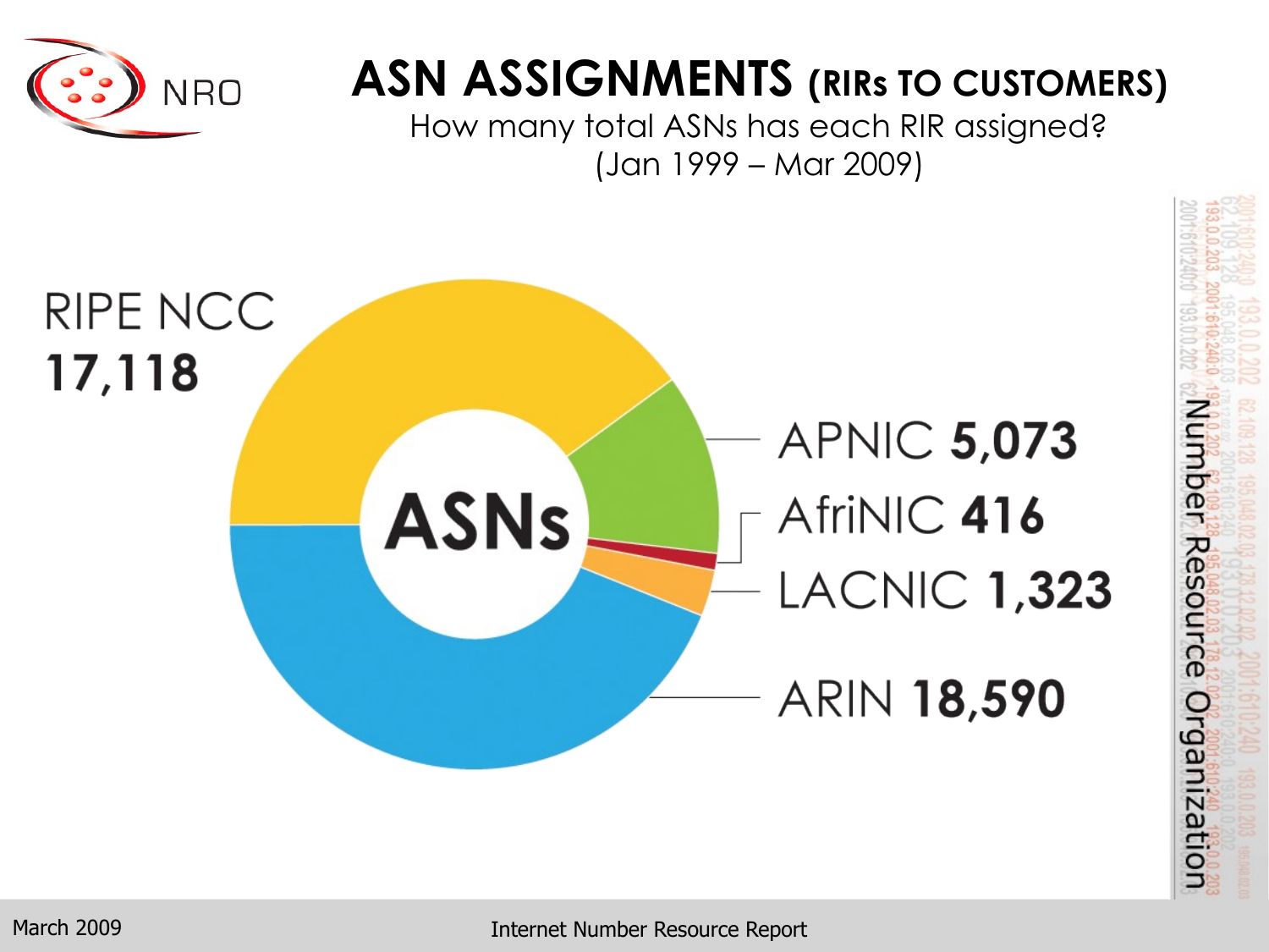# ASN ASSIGNMENTS (RIRs TO CUSTOMERS)

How many total ASNs has each RIR assigned?
(Jan 1999 – Mar 2009)

**ASNs**

- RIPE NCC **17,118**
- APNIC **5,073**
- AfriNIC **416**
- LACNIC **1,323**
- ARIN **18,590**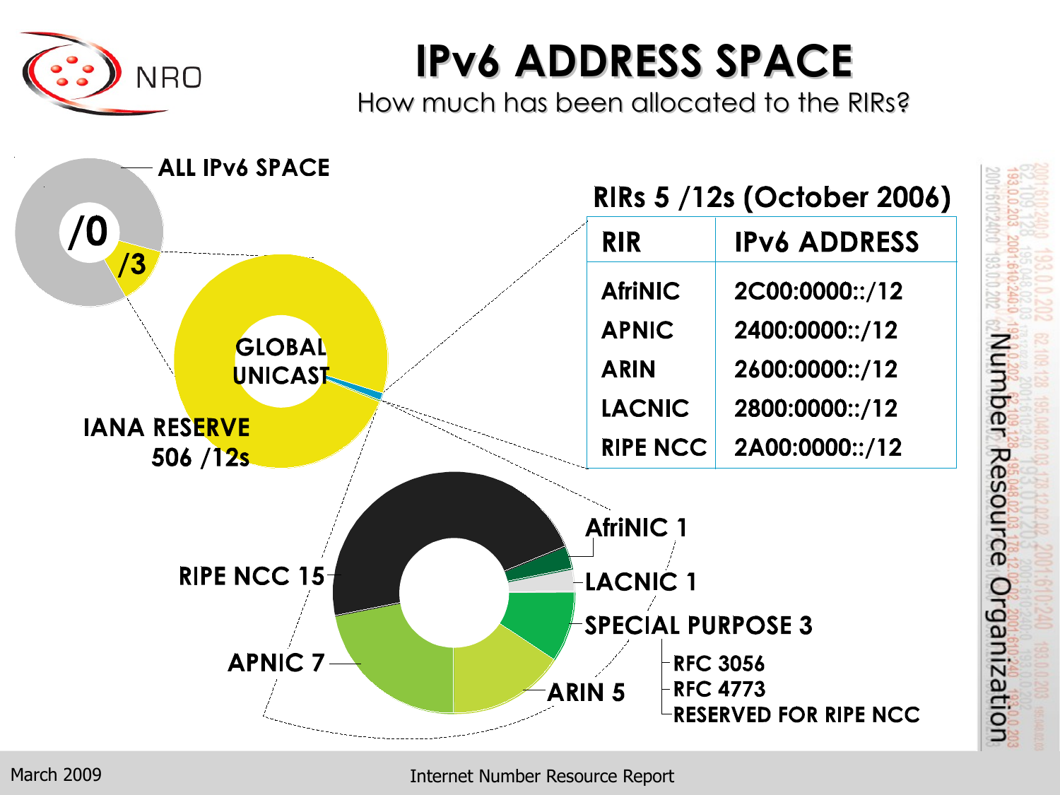# IPv6 ADDRESS SPACE

How much has been allocated to the RIRs?

ALL IPv6 SPACE

/0

/3

GLOBAL UNICAST

IANA RESERVE 506 /12s

**RIRs 5 /12s (October 2006)**

| RIR | IPv6 ADDRESS |
|---|---|
| AfriNIC | 2C00:0000::/12 |
| APNIC | 2400:0000::/12 |
| ARIN | 2600:0000::/12 |
| LACNIC | 2800:0000::/12 |
| RIPE NCC | 2A00:0000::/12 |

RIPE NCC 15

APNIC 7

ARIN 5

AfriNIC 1

LACNIC 1

SPECIAL PURPOSE 3
- RFC 3056
- RFC 4773
- RESERVED FOR RIPE NCC

March 2009 — Internet Number Resource Report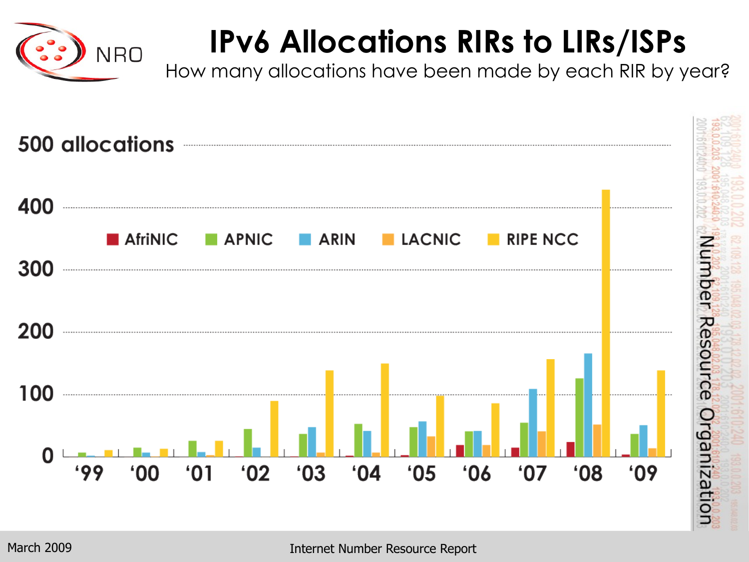# IPv6 Allocations RIRs to LIRs/ISPs

How many allocations have been made by each RIR by year?

500 allocations

400

300

200

100

0

AfriNIC APNIC ARIN LACNIC RIPE NCC

'99 '00 '01 '02 '03 '04 '05 '06 '07 '08 '09

Number Resource Organization

March 2009

Internet Number Resource Report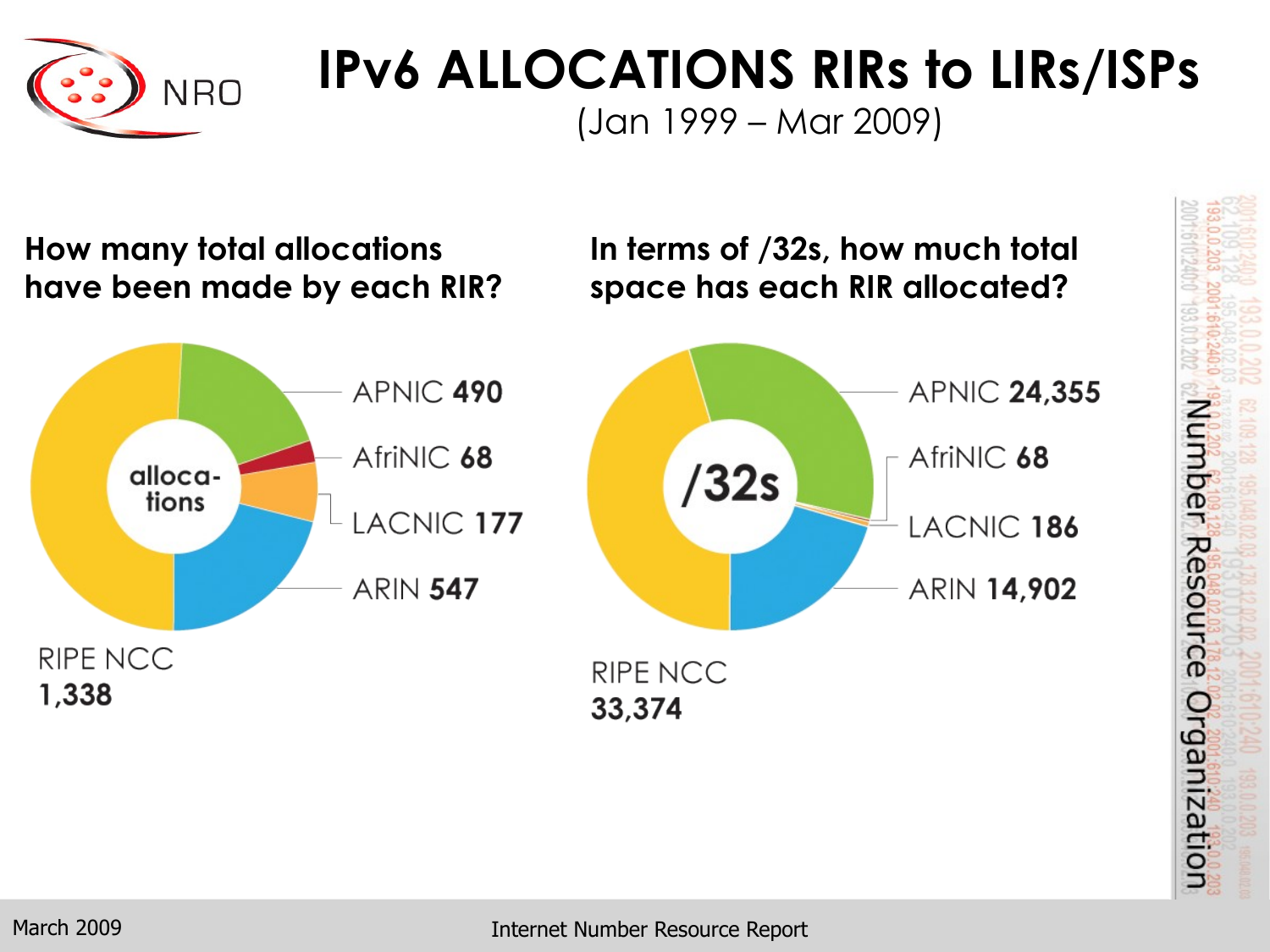# IPv6 ALLOCATIONS RIRs to LIRs/ISPs

(Jan 1999 – Mar 2009)

## How many total allocations have been made by each RIR?

allocations

| RIR | Allocations |
|---|---|
| APNIC | 490 |
| AfriNIC | 68 |
| LACNIC | 177 |
| ARIN | 547 |
| RIPE NCC | 1,338 |

## In terms of /32s, how much total space has each RIR allocated?

/32s

| RIR | /32s |
|---|---|
| APNIC | 24,355 |
| AfriNIC | 68 |
| LACNIC | 186 |
| ARIN | 14,902 |
| RIPE NCC | 33,374 |

March 2009 Internet Number Resource Report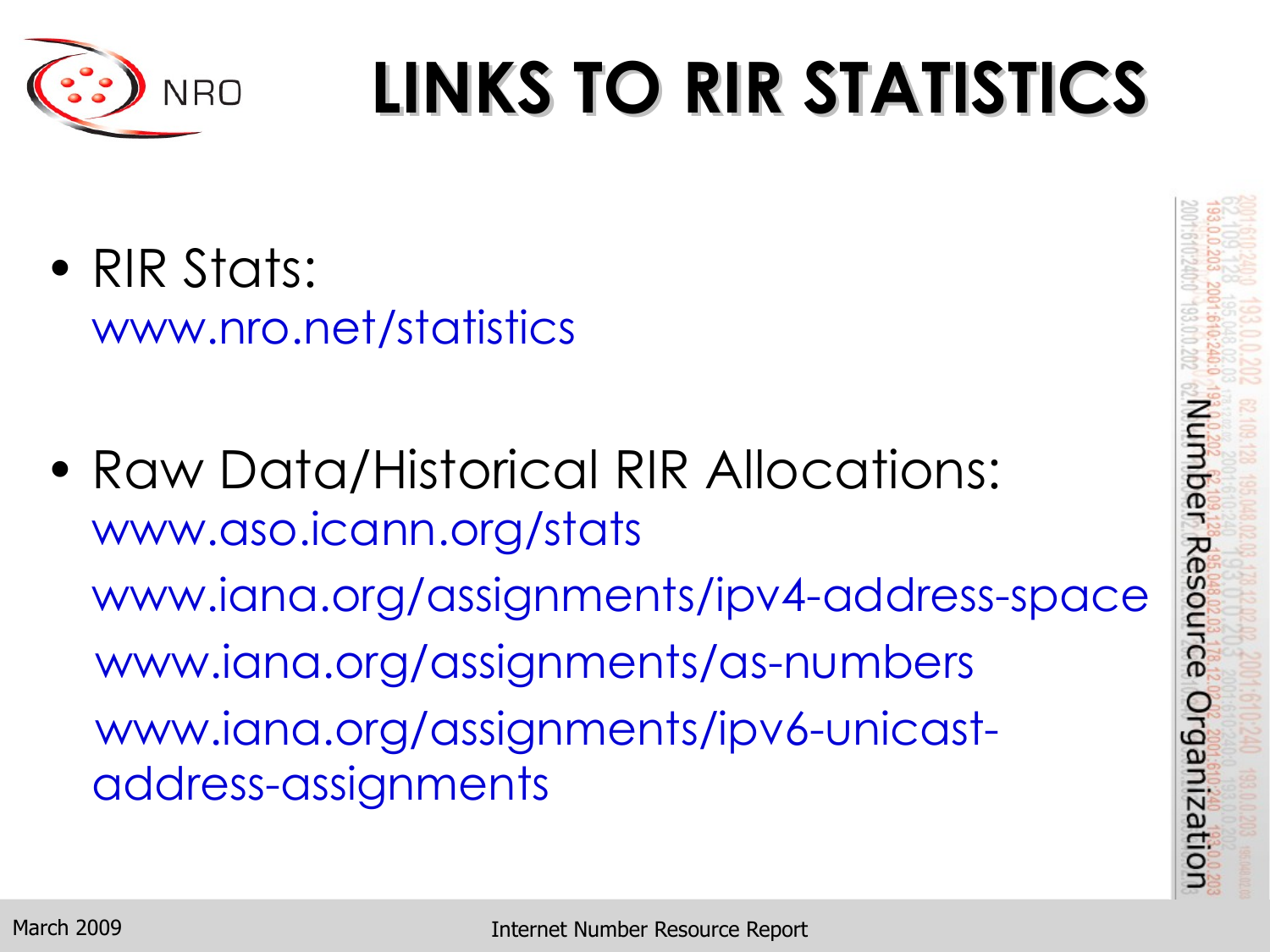# LINKS TO RIR STATISTICS

- RIR Stats:
  www.nro.net/statistics

- Raw Data/Historical RIR Allocations:
  www.aso.icann.org/stats
  www.iana.org/assignments/ipv4-address-space
  www.iana.org/assignments/as-numbers
  www.iana.org/assignments/ipv6-unicast-address-assignments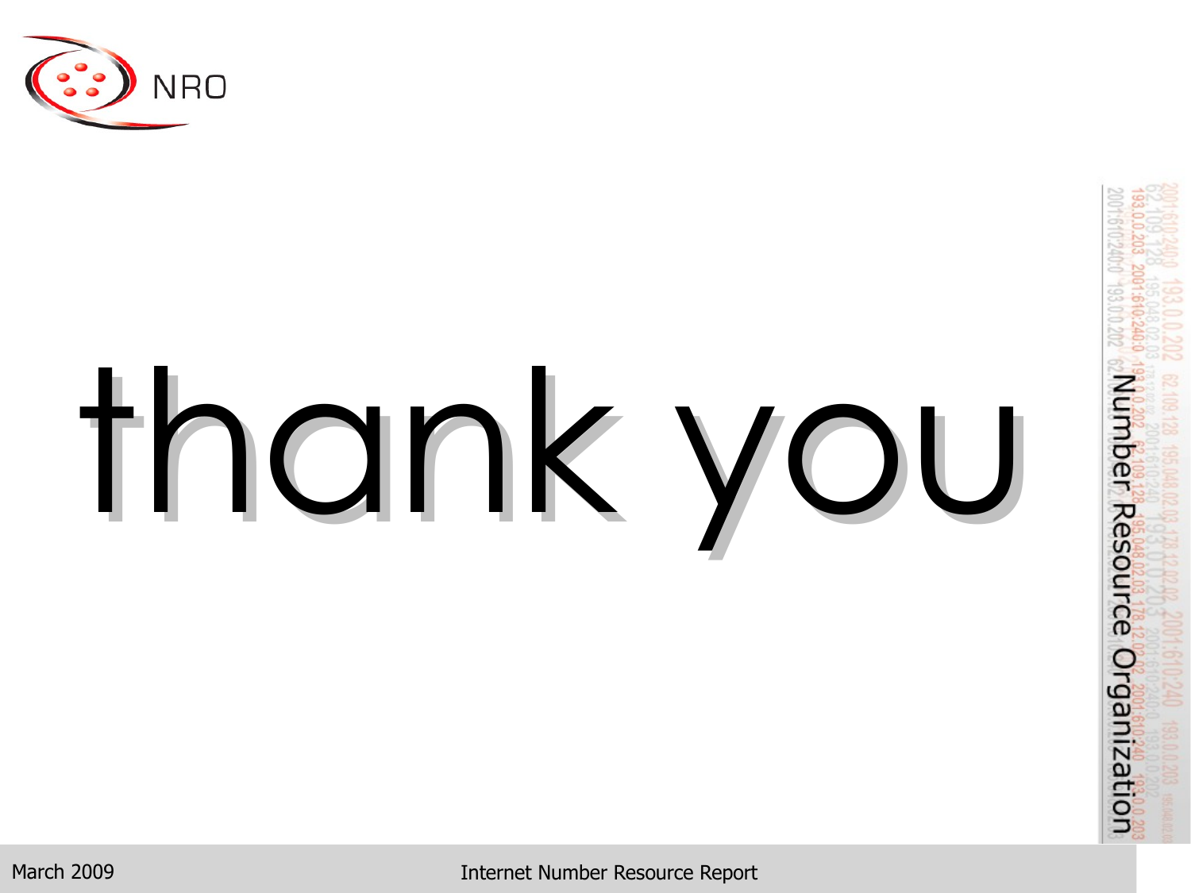# thank you